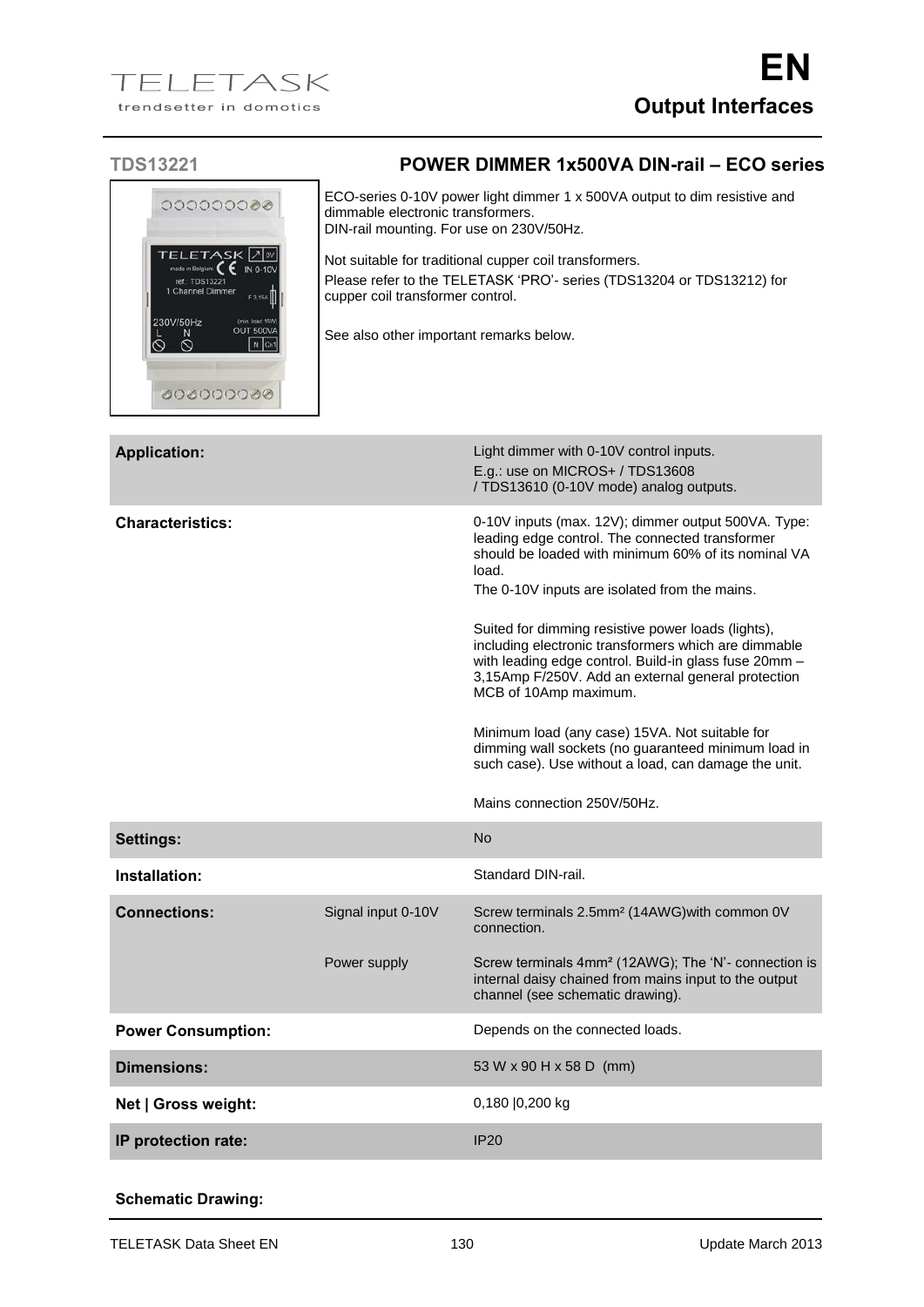# Output Interfaces

## TDS13221 — POWER DIMMER 1x500VA DIN-rail – ECO series

ECO-series 0-10V power light dimmer 1 x 500VA output to dim resistive and dimmable electronic transformers.
DIN-rail mounting. For use on 230V/50Hz.

Not suitable for traditional cupper coil transformers.
Please refer to the TELETASK 'PRO'- series (TDS13204 or TDS13212) for cupper coil transformer control.

See also other important remarks below.

| | | |
|---|---|---|
| **Application:** | | Light dimmer with 0-10V control inputs.<br>E.g.: use on MICROS+ / TDS13608 / TDS13610 (0-10V mode) analog outputs. |
| **Characteristics:** | | 0-10V inputs (max. 12V); dimmer output 500VA. Type: leading edge control. The connected transformer should be loaded with minimum 60% of its nominal VA load.<br>The 0-10V inputs are isolated from the mains.<br><br>Suited for dimming resistive power loads (lights), including electronic transformers which are dimmable with leading edge control. Build-in glass fuse 20mm – 3,15Amp F/250V. Add an external general protection MCB of 10Amp maximum.<br><br>Minimum load (any case) 15VA. Not suitable for dimming wall sockets (no guaranteed minimum load in such case). Use without a load, can damage the unit.<br><br>Mains connection 250V/50Hz. |
| **Settings:** | | No |
| **Installation:** | | Standard DIN-rail. |
| **Connections:** | Signal input 0-10V | Screw terminals 2.5mm² (14AWG)with common 0V connection. |
| | Power supply | Screw terminals 4mm² (12AWG); The 'N'- connection is internal daisy chained from mains input to the output channel (see schematic drawing). |
| **Power Consumption:** | | Depends on the connected loads. |
| **Dimensions:** | | 53 W x 90 H x 58 D (mm) |
| **Net \| Gross weight:** | | 0,180 \|0,200 kg |
| **IP protection rate:** | | IP20 |

**Schematic Drawing:**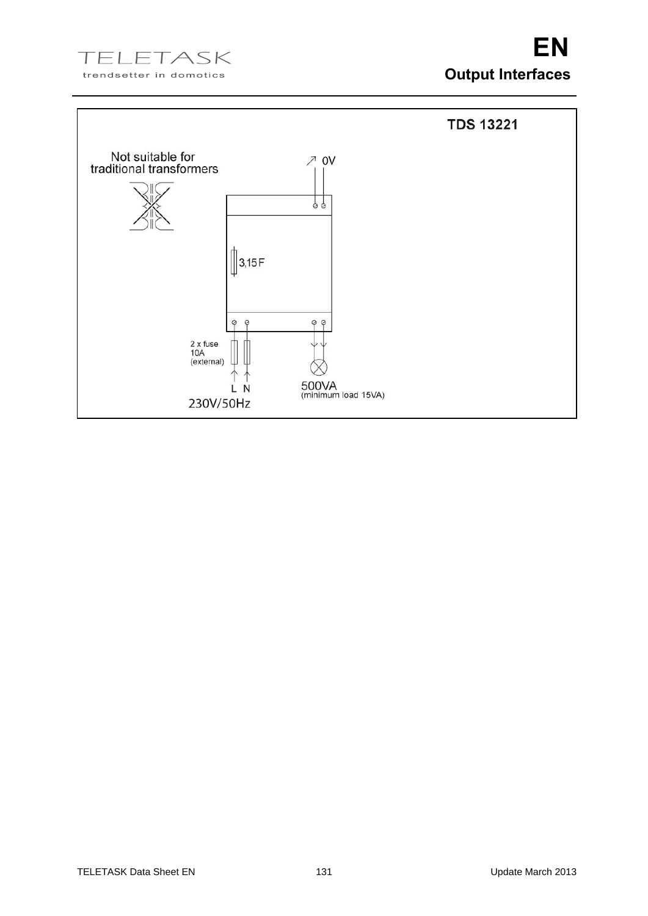# EN

## Output Interfaces

**TDS 13221**

Not suitable for traditional transformers

0V

3,15 F

2 x fuse 10A (external)

L N

230V/50Hz

500VA (minimum load 15VA)